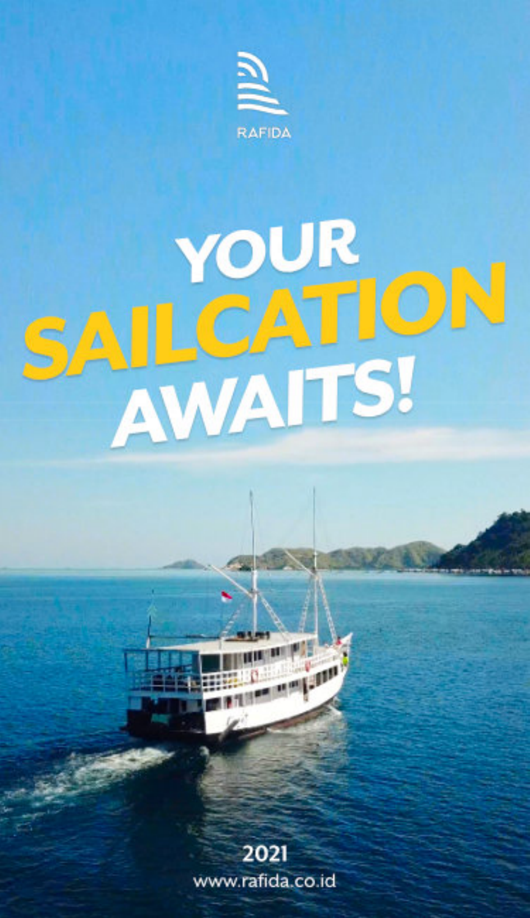RAFIDA

# YOUR SAILCATION AWAITS!

2021

www.rafida.co.id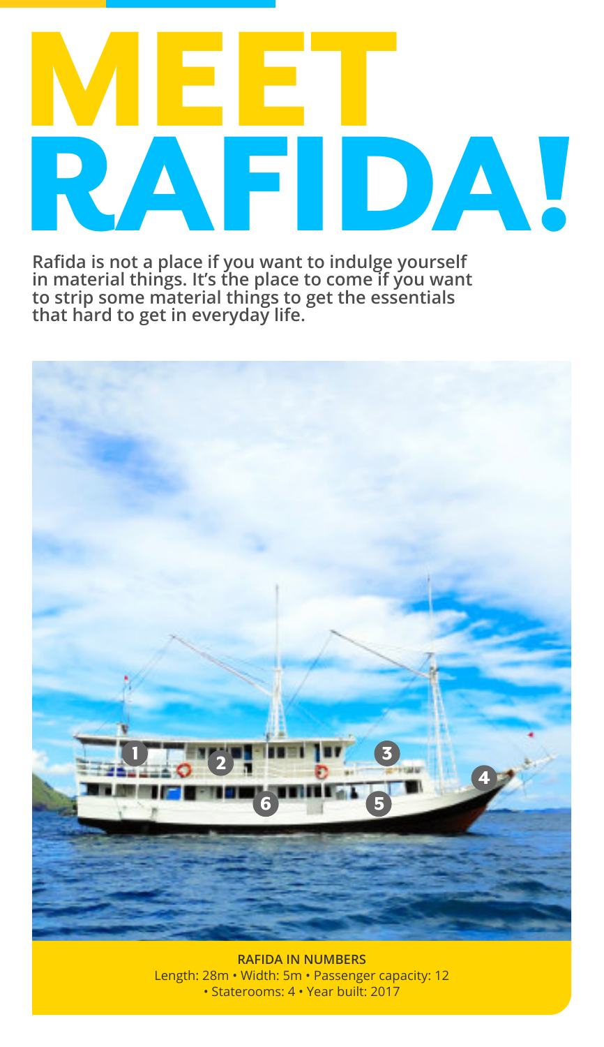# MEET RAFIDA!

**Rafida is not a place if you want to indulge yourself in material things. It's the place to come if you want to strip some material things to get the essentials that hard to get in everyday life.**

**RAFIDA IN NUMBERS**
Length: 28m • Width: 5m • Passenger capacity: 12 • Staterooms: 4 • Year built: 2017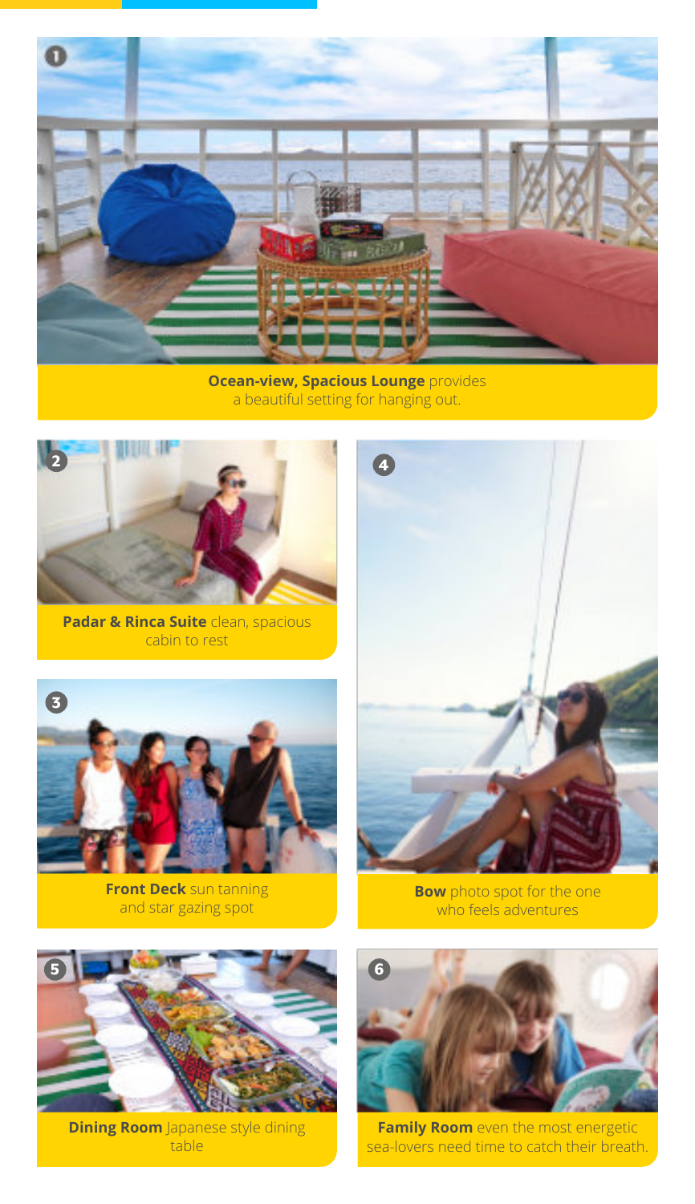**Ocean-view, Spacious Lounge** provides a beautiful setting for hanging out.

**Padar & Rinca Suite** clean, spacious cabin to rest

**Front Deck** sun tanning and star gazing spot

**Bow** photo spot for the one who feels adventures

**Dining Room** Japanese style dining table

**Family Room** even the most energetic sea-lovers need time to catch their breath.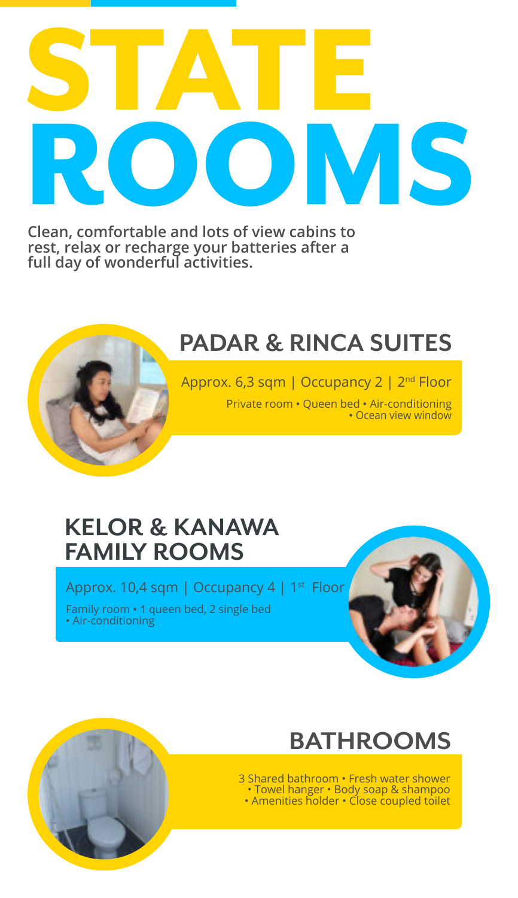# STATE ROOMS

**Clean, comfortable and lots of view cabins to rest, relax or recharge your batteries after a full day of wonderful activities.**

## PADAR & RINCA SUITES

Approx. 6,3 sqm | Occupancy 2 | 2nd Floor

Private room • Queen bed • Air-conditioning • Ocean view window

## KELOR & KANAWA FAMILY ROOMS

Approx. 10,4 sqm | Occupancy 4 | 1st Floor

Family room • 1 queen bed, 2 single bed • Air-conditioning

## BATHROOMS

3 Shared bathroom • Fresh water shower • Towel hanger • Body soap & shampoo • Amenities holder • Close coupled toilet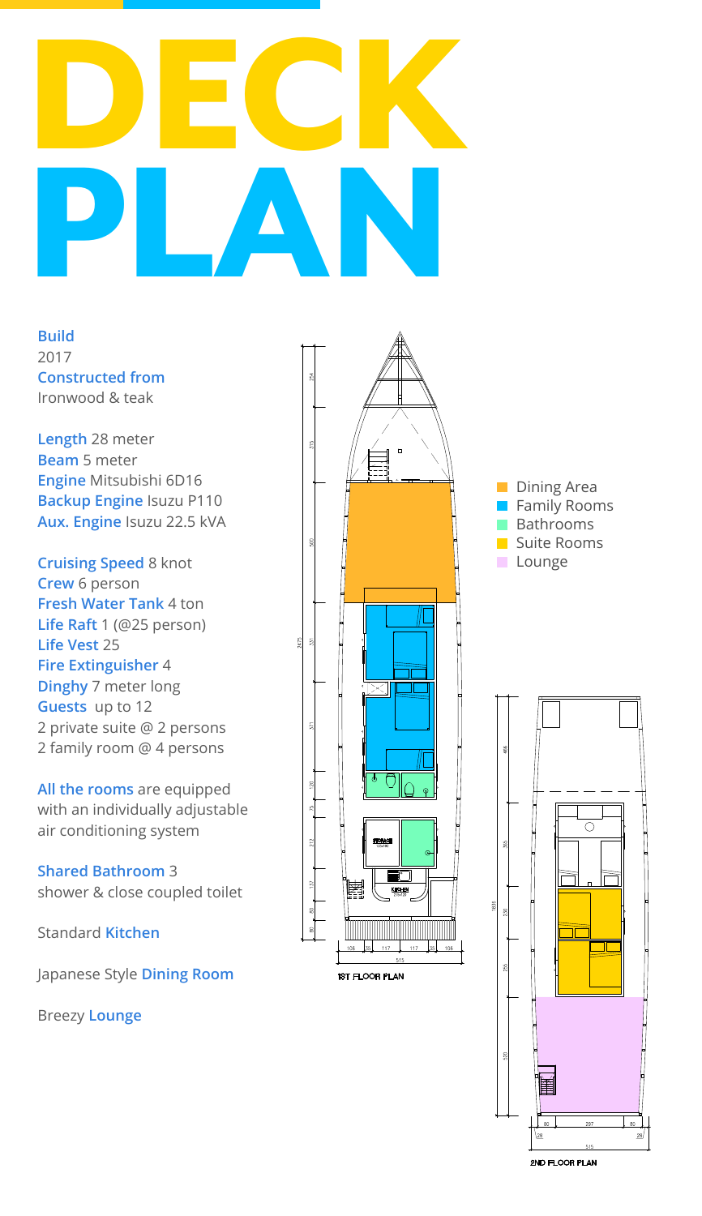# DECK PLAN

**Build**
2017
**Constructed from**
Ironwood & teak

**Length** 28 meter
**Beam** 5 meter
**Engine** Mitsubishi 6D16
**Backup Engine** Isuzu P110
**Aux. Engine** Isuzu 22.5 kVA

**Cruising Speed** 8 knot
**Crew** 6 person
**Fresh Water Tank** 4 ton
**Life Raft** 1 (@25 person)
**Life Vest** 25
**Fire Extinguisher** 4
**Dinghy** 7 meter long
**Guests** up to 12
2 private suite @ 2 persons
2 family room @ 4 persons

**All the rooms** are equipped with an individually adjustable air conditioning system

**Shared Bathroom** 3
shower & close coupled toilet

Standard **Kitchen**

Japanese Style **Dining Room**

Breezy **Lounge**

- Dining Area
- Family Rooms
- Bathrooms
- Suite Rooms
- Lounge

1ST FLOOR PLAN

2ND FLOOR PLAN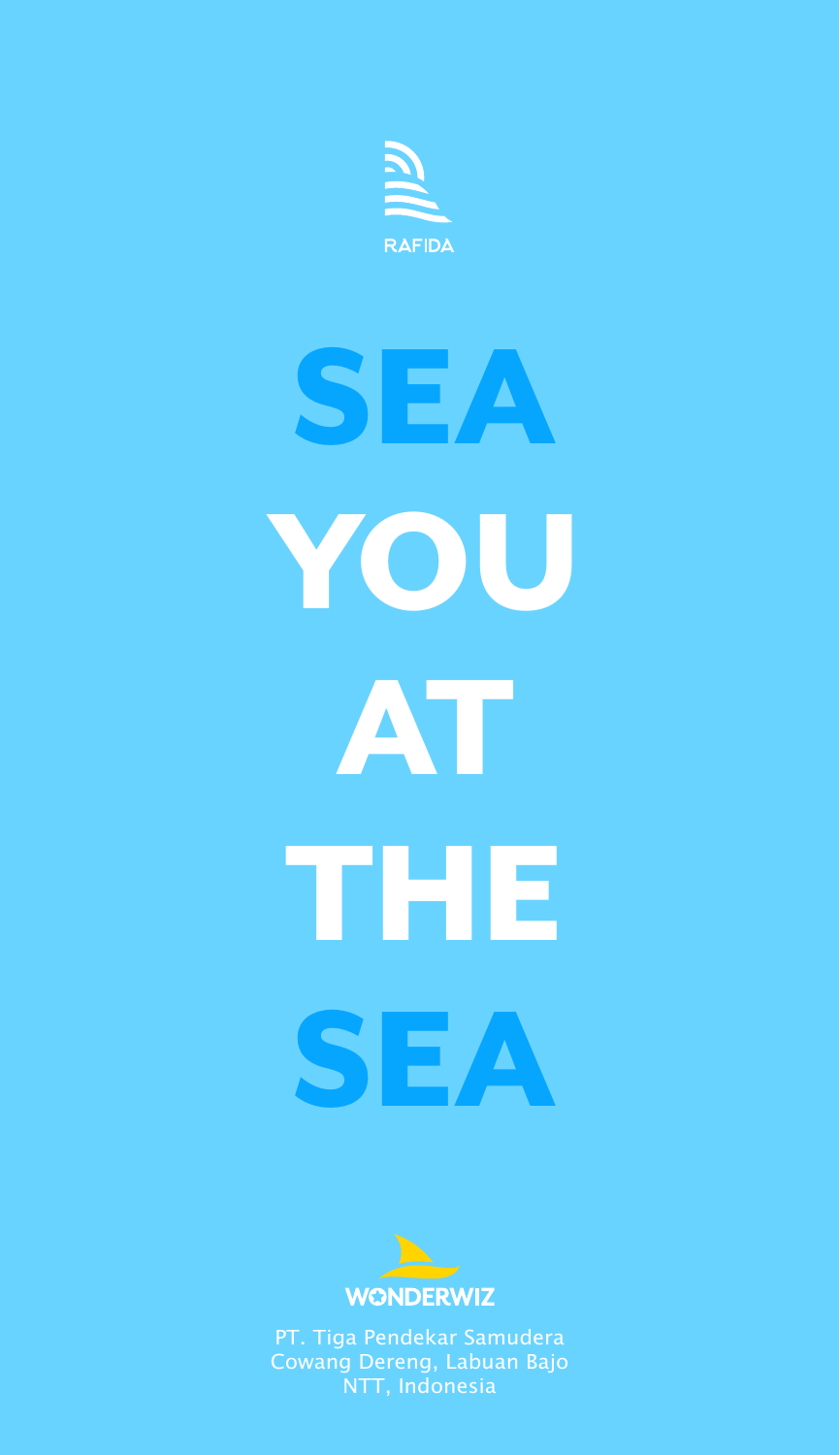RAFIDA

# SEA YOU AT THE SEA

WONDERWIZ

PT. Tiga Pendekar Samudera
Cowang Dereng, Labuan Bajo
NTT, Indonesia